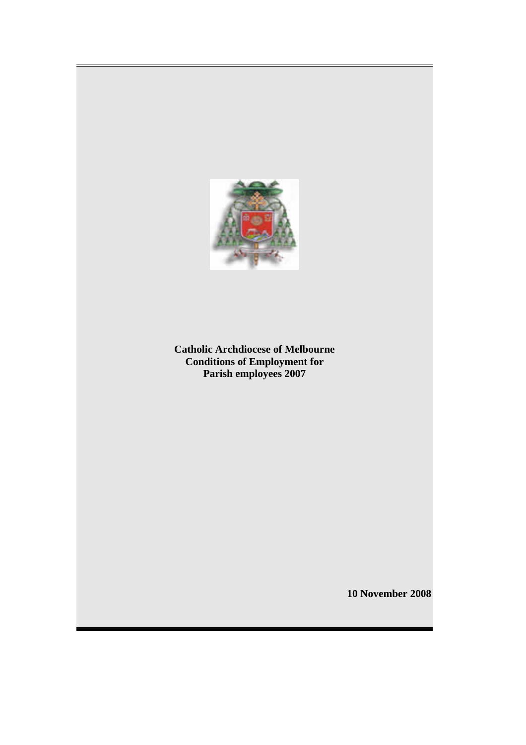# Catholic Archdiocese of Melbourne Conditions of Employment for Parish employees 2007

**10 November 2008**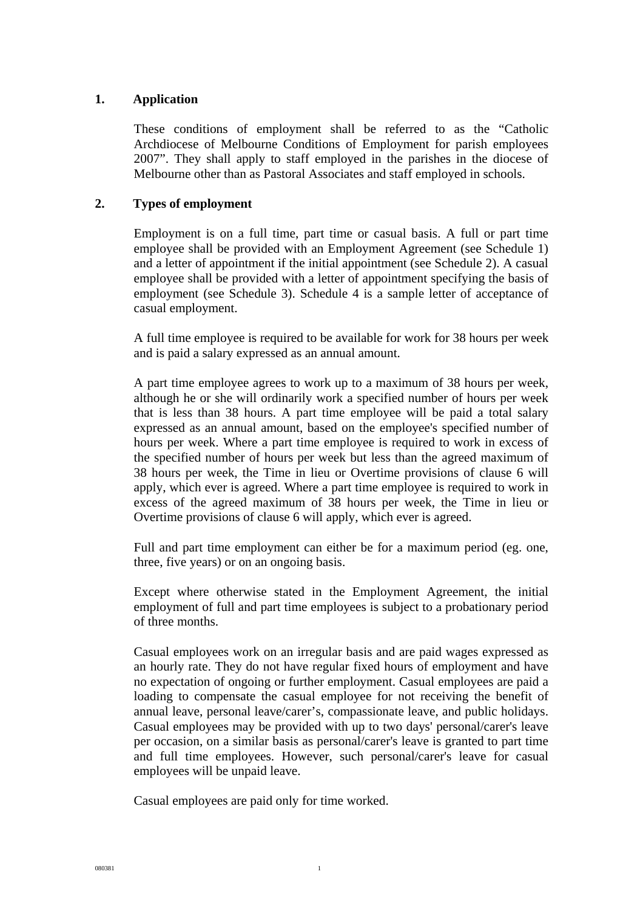## 1. Application

These conditions of employment shall be referred to as the "Catholic Archdiocese of Melbourne Conditions of Employment for parish employees 2007". They shall apply to staff employed in the parishes in the diocese of Melbourne other than as Pastoral Associates and staff employed in schools.

## 2. Types of employment

Employment is on a full time, part time or casual basis. A full or part time employee shall be provided with an Employment Agreement (see Schedule 1) and a letter of appointment if the initial appointment (see Schedule 2). A casual employee shall be provided with a letter of appointment specifying the basis of employment (see Schedule 3). Schedule 4 is a sample letter of acceptance of casual employment.

A full time employee is required to be available for work for 38 hours per week and is paid a salary expressed as an annual amount.

A part time employee agrees to work up to a maximum of 38 hours per week, although he or she will ordinarily work a specified number of hours per week that is less than 38 hours. A part time employee will be paid a total salary expressed as an annual amount, based on the employee's specified number of hours per week. Where a part time employee is required to work in excess of the specified number of hours per week but less than the agreed maximum of 38 hours per week, the Time in lieu or Overtime provisions of clause 6 will apply, which ever is agreed. Where a part time employee is required to work in excess of the agreed maximum of 38 hours per week, the Time in lieu or Overtime provisions of clause 6 will apply, which ever is agreed.

Full and part time employment can either be for a maximum period (eg. one, three, five years) or on an ongoing basis.

Except where otherwise stated in the Employment Agreement, the initial employment of full and part time employees is subject to a probationary period of three months.

Casual employees work on an irregular basis and are paid wages expressed as an hourly rate. They do not have regular fixed hours of employment and have no expectation of ongoing or further employment. Casual employees are paid a loading to compensate the casual employee for not receiving the benefit of annual leave, personal leave/carer's, compassionate leave, and public holidays. Casual employees may be provided with up to two days' personal/carer's leave per occasion, on a similar basis as personal/carer's leave is granted to part time and full time employees. However, such personal/carer's leave for casual employees will be unpaid leave.

Casual employees are paid only for time worked.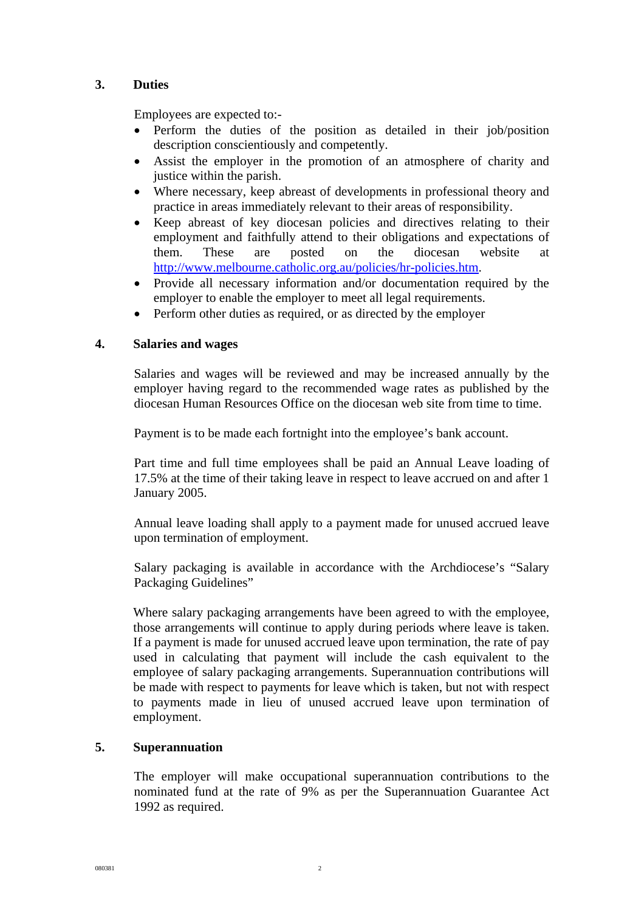## 3. Duties

Employees are expected to:-

- Perform the duties of the position as detailed in their job/position description conscientiously and competently.
- Assist the employer in the promotion of an atmosphere of charity and justice within the parish.
- Where necessary, keep abreast of developments in professional theory and practice in areas immediately relevant to their areas of responsibility.
- Keep abreast of key diocesan policies and directives relating to their employment and faithfully attend to their obligations and expectations of them. These are posted on the diocesan website at http://www.melbourne.catholic.org.au/policies/hr-policies.htm.
- Provide all necessary information and/or documentation required by the employer to enable the employer to meet all legal requirements.
- Perform other duties as required, or as directed by the employer

## 4. Salaries and wages

Salaries and wages will be reviewed and may be increased annually by the employer having regard to the recommended wage rates as published by the diocesan Human Resources Office on the diocesan web site from time to time.

Payment is to be made each fortnight into the employee's bank account.

Part time and full time employees shall be paid an Annual Leave loading of 17.5% at the time of their taking leave in respect to leave accrued on and after 1 January 2005.

Annual leave loading shall apply to a payment made for unused accrued leave upon termination of employment.

Salary packaging is available in accordance with the Archdiocese's "Salary Packaging Guidelines"

Where salary packaging arrangements have been agreed to with the employee, those arrangements will continue to apply during periods where leave is taken. If a payment is made for unused accrued leave upon termination, the rate of pay used in calculating that payment will include the cash equivalent to the employee of salary packaging arrangements. Superannuation contributions will be made with respect to payments for leave which is taken, but not with respect to payments made in lieu of unused accrued leave upon termination of employment.

## 5. Superannuation

The employer will make occupational superannuation contributions to the nominated fund at the rate of 9% as per the Superannuation Guarantee Act 1992 as required.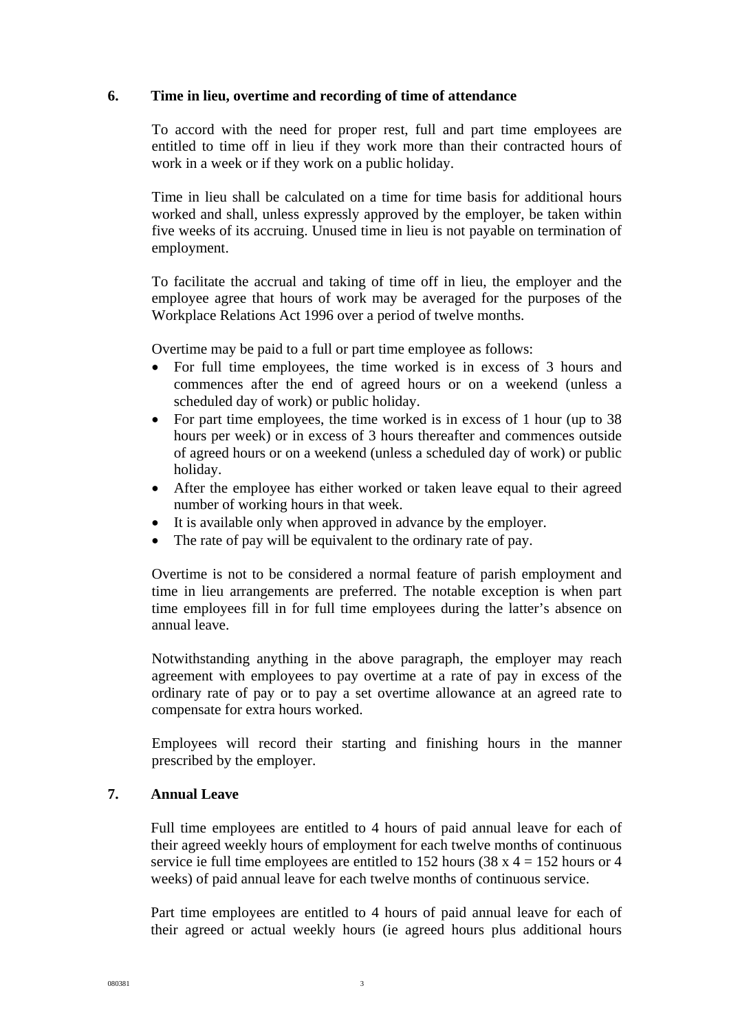## 6. Time in lieu, overtime and recording of time of attendance

To accord with the need for proper rest, full and part time employees are entitled to time off in lieu if they work more than their contracted hours of work in a week or if they work on a public holiday.

Time in lieu shall be calculated on a time for time basis for additional hours worked and shall, unless expressly approved by the employer, be taken within five weeks of its accruing. Unused time in lieu is not payable on termination of employment.

To facilitate the accrual and taking of time off in lieu, the employer and the employee agree that hours of work may be averaged for the purposes of the Workplace Relations Act 1996 over a period of twelve months.

Overtime may be paid to a full or part time employee as follows:

- For full time employees, the time worked is in excess of 3 hours and commences after the end of agreed hours or on a weekend (unless a scheduled day of work) or public holiday.
- For part time employees, the time worked is in excess of 1 hour (up to 38 hours per week) or in excess of 3 hours thereafter and commences outside of agreed hours or on a weekend (unless a scheduled day of work) or public holiday.
- After the employee has either worked or taken leave equal to their agreed number of working hours in that week.
- It is available only when approved in advance by the employer.
- The rate of pay will be equivalent to the ordinary rate of pay.

Overtime is not to be considered a normal feature of parish employment and time in lieu arrangements are preferred. The notable exception is when part time employees fill in for full time employees during the latter's absence on annual leave.

Notwithstanding anything in the above paragraph, the employer may reach agreement with employees to pay overtime at a rate of pay in excess of the ordinary rate of pay or to pay a set overtime allowance at an agreed rate to compensate for extra hours worked.

Employees will record their starting and finishing hours in the manner prescribed by the employer.

## 7. Annual Leave

Full time employees are entitled to 4 hours of paid annual leave for each of their agreed weekly hours of employment for each twelve months of continuous service ie full time employees are entitled to 152 hours (38 x 4 = 152 hours or 4 weeks) of paid annual leave for each twelve months of continuous service.

Part time employees are entitled to 4 hours of paid annual leave for each of their agreed or actual weekly hours (ie agreed hours plus additional hours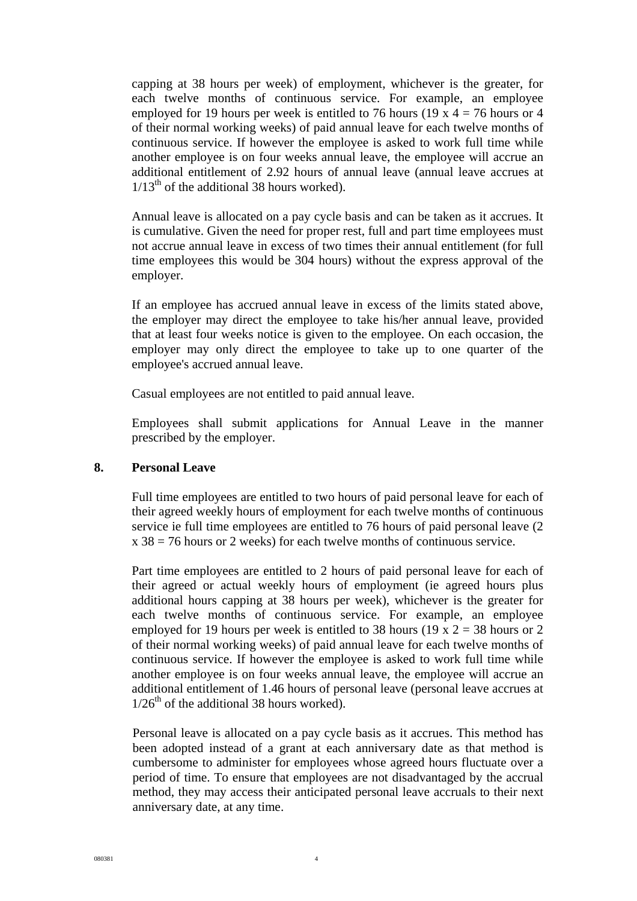capping at 38 hours per week) of employment, whichever is the greater, for each twelve months of continuous service. For example, an employee employed for 19 hours per week is entitled to 76 hours (19 x 4 = 76 hours or 4 of their normal working weeks) of paid annual leave for each twelve months of continuous service. If however the employee is asked to work full time while another employee is on four weeks annual leave, the employee will accrue an additional entitlement of 2.92 hours of annual leave (annual leave accrues at $1/13^{th}$ of the additional 38 hours worked).

Annual leave is allocated on a pay cycle basis and can be taken as it accrues. It is cumulative. Given the need for proper rest, full and part time employees must not accrue annual leave in excess of two times their annual entitlement (for full time employees this would be 304 hours) without the express approval of the employer.

If an employee has accrued annual leave in excess of the limits stated above, the employer may direct the employee to take his/her annual leave, provided that at least four weeks notice is given to the employee. On each occasion, the employer may only direct the employee to take up to one quarter of the employee's accrued annual leave.

Casual employees are not entitled to paid annual leave.

Employees shall submit applications for Annual Leave in the manner prescribed by the employer.

## 8. Personal Leave

Full time employees are entitled to two hours of paid personal leave for each of their agreed weekly hours of employment for each twelve months of continuous service ie full time employees are entitled to 76 hours of paid personal leave (2 x 38 = 76 hours or 2 weeks) for each twelve months of continuous service.

Part time employees are entitled to 2 hours of paid personal leave for each of their agreed or actual weekly hours of employment (ie agreed hours plus additional hours capping at 38 hours per week), whichever is the greater for each twelve months of continuous service. For example, an employee employed for 19 hours per week is entitled to 38 hours (19 x 2 = 38 hours or 2 of their normal working weeks) of paid annual leave for each twelve months of continuous service. If however the employee is asked to work full time while another employee is on four weeks annual leave, the employee will accrue an additional entitlement of 1.46 hours of personal leave (personal leave accrues at $1/26^{th}$ of the additional 38 hours worked).

Personal leave is allocated on a pay cycle basis as it accrues. This method has been adopted instead of a grant at each anniversary date as that method is cumbersome to administer for employees whose agreed hours fluctuate over a period of time. To ensure that employees are not disadvantaged by the accrual method, they may access their anticipated personal leave accruals to their next anniversary date, at any time.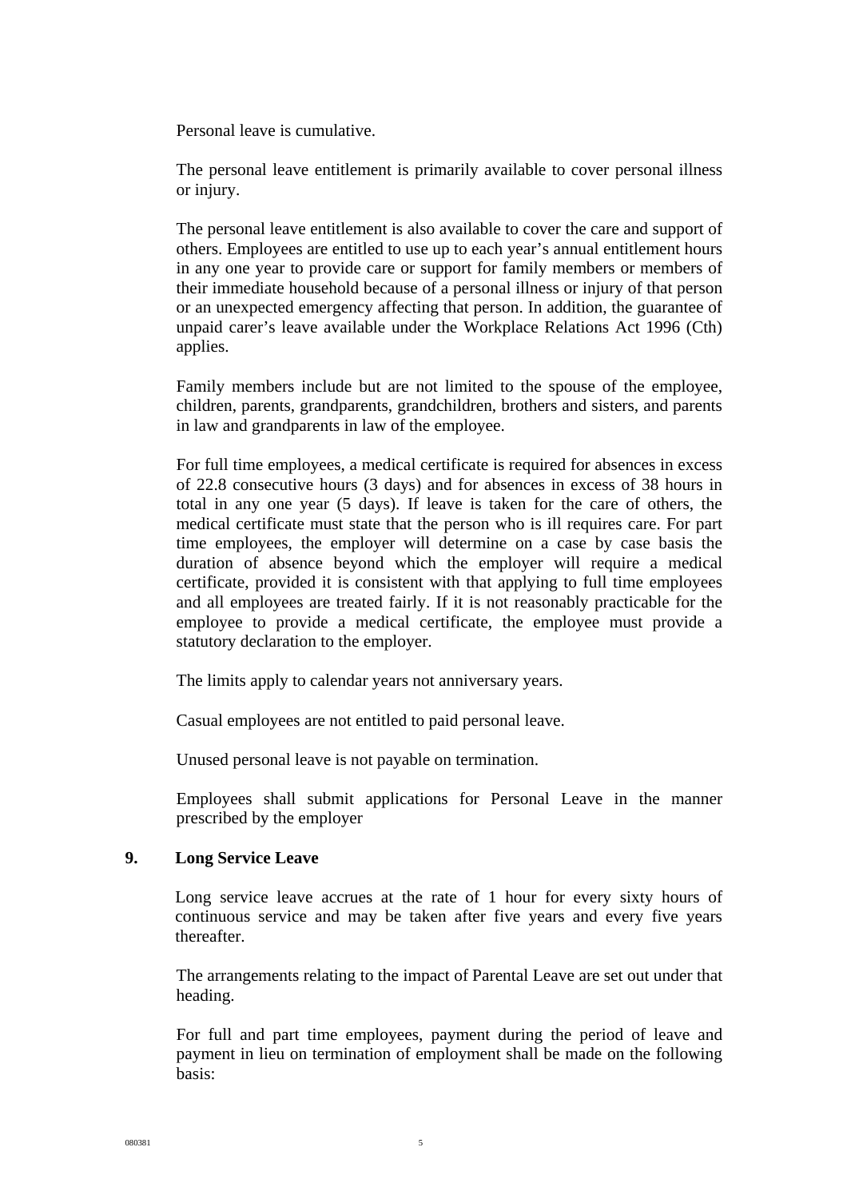Personal leave is cumulative.

The personal leave entitlement is primarily available to cover personal illness or injury.

The personal leave entitlement is also available to cover the care and support of others. Employees are entitled to use up to each year's annual entitlement hours in any one year to provide care or support for family members or members of their immediate household because of a personal illness or injury of that person or an unexpected emergency affecting that person. In addition, the guarantee of unpaid carer's leave available under the Workplace Relations Act 1996 (Cth) applies.

Family members include but are not limited to the spouse of the employee, children, parents, grandparents, grandchildren, brothers and sisters, and parents in law and grandparents in law of the employee.

For full time employees, a medical certificate is required for absences in excess of 22.8 consecutive hours (3 days) and for absences in excess of 38 hours in total in any one year (5 days). If leave is taken for the care of others, the medical certificate must state that the person who is ill requires care. For part time employees, the employer will determine on a case by case basis the duration of absence beyond which the employer will require a medical certificate, provided it is consistent with that applying to full time employees and all employees are treated fairly. If it is not reasonably practicable for the employee to provide a medical certificate, the employee must provide a statutory declaration to the employer.

The limits apply to calendar years not anniversary years.

Casual employees are not entitled to paid personal leave.

Unused personal leave is not payable on termination.

Employees shall submit applications for Personal Leave in the manner prescribed by the employer

## 9. Long Service Leave

Long service leave accrues at the rate of 1 hour for every sixty hours of continuous service and may be taken after five years and every five years thereafter.

The arrangements relating to the impact of Parental Leave are set out under that heading.

For full and part time employees, payment during the period of leave and payment in lieu on termination of employment shall be made on the following basis: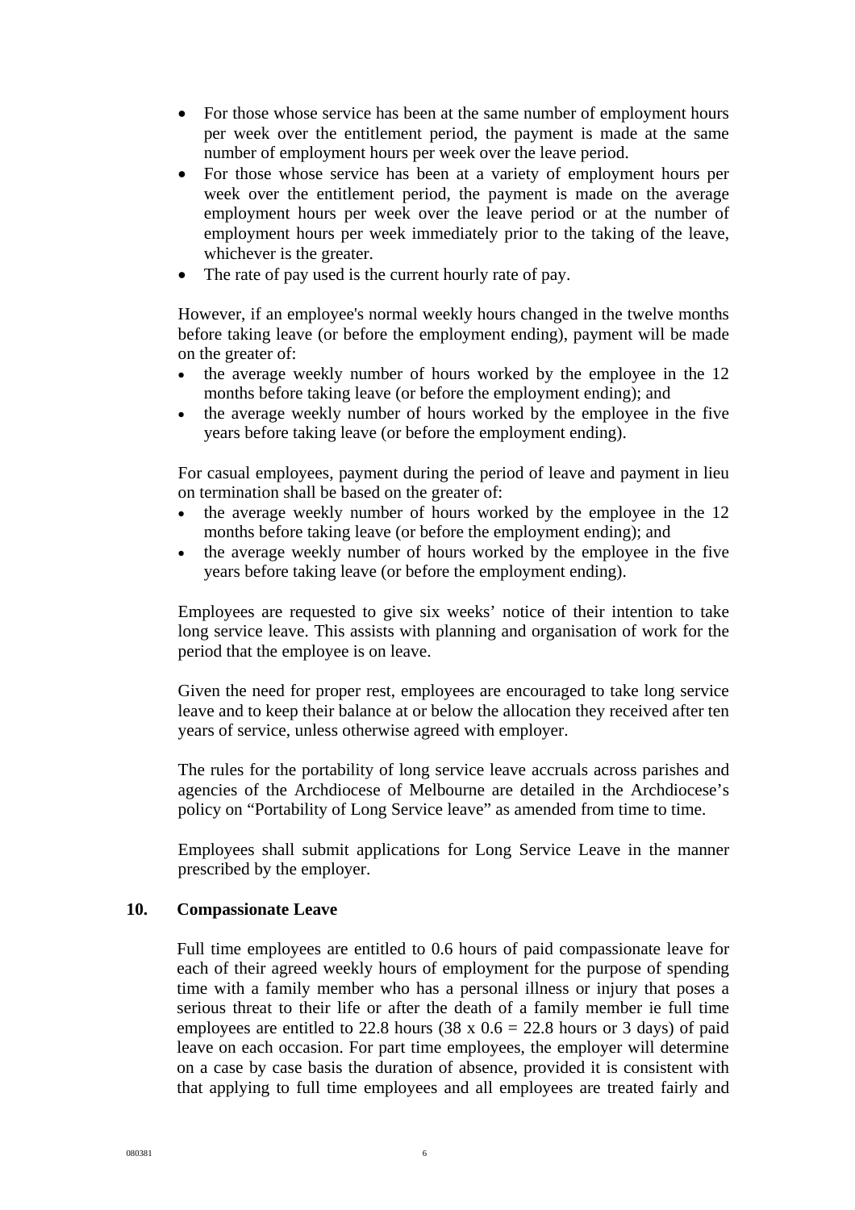- For those whose service has been at the same number of employment hours per week over the entitlement period, the payment is made at the same number of employment hours per week over the leave period.
- For those whose service has been at a variety of employment hours per week over the entitlement period, the payment is made on the average employment hours per week over the leave period or at the number of employment hours per week immediately prior to the taking of the leave, whichever is the greater.
- The rate of pay used is the current hourly rate of pay.

However, if an employee's normal weekly hours changed in the twelve months before taking leave (or before the employment ending), payment will be made on the greater of:

- the average weekly number of hours worked by the employee in the 12 months before taking leave (or before the employment ending); and
- the average weekly number of hours worked by the employee in the five years before taking leave (or before the employment ending).

For casual employees, payment during the period of leave and payment in lieu on termination shall be based on the greater of:

- the average weekly number of hours worked by the employee in the 12 months before taking leave (or before the employment ending); and
- the average weekly number of hours worked by the employee in the five years before taking leave (or before the employment ending).

Employees are requested to give six weeks' notice of their intention to take long service leave. This assists with planning and organisation of work for the period that the employee is on leave.

Given the need for proper rest, employees are encouraged to take long service leave and to keep their balance at or below the allocation they received after ten years of service, unless otherwise agreed with employer.

The rules for the portability of long service leave accruals across parishes and agencies of the Archdiocese of Melbourne are detailed in the Archdiocese's policy on "Portability of Long Service leave" as amended from time to time.

Employees shall submit applications for Long Service Leave in the manner prescribed by the employer.

## 10. Compassionate Leave

Full time employees are entitled to 0.6 hours of paid compassionate leave for each of their agreed weekly hours of employment for the purpose of spending time with a family member who has a personal illness or injury that poses a serious threat to their life or after the death of a family member ie full time employees are entitled to 22.8 hours (38 x 0.6 = 22.8 hours or 3 days) of paid leave on each occasion. For part time employees, the employer will determine on a case by case basis the duration of absence, provided it is consistent with that applying to full time employees and all employees are treated fairly and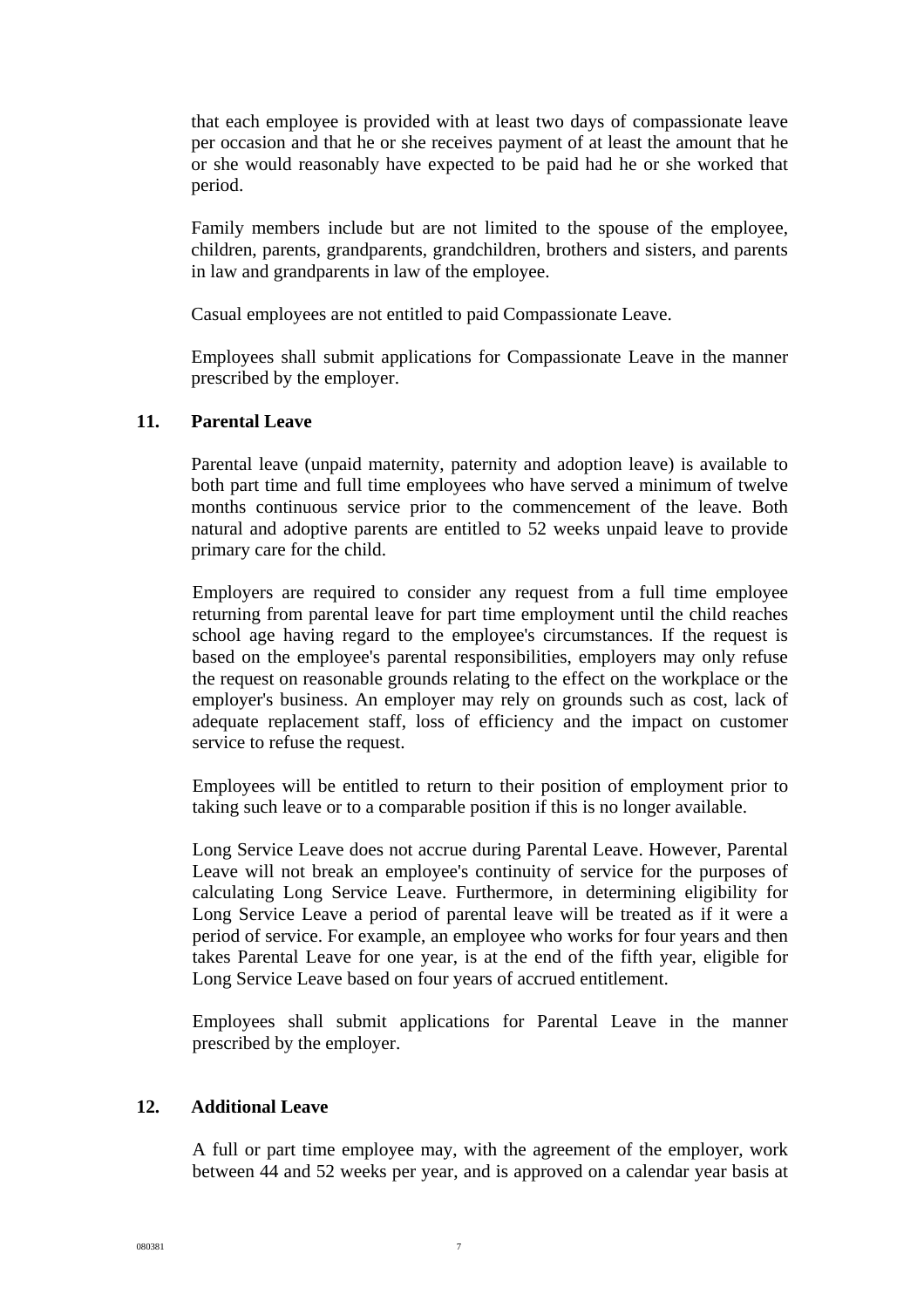that each employee is provided with at least two days of compassionate leave per occasion and that he or she receives payment of at least the amount that he or she would reasonably have expected to be paid had he or she worked that period.

Family members include but are not limited to the spouse of the employee, children, parents, grandparents, grandchildren, brothers and sisters, and parents in law and grandparents in law of the employee.

Casual employees are not entitled to paid Compassionate Leave.

Employees shall submit applications for Compassionate Leave in the manner prescribed by the employer.

## 11. Parental Leave

Parental leave (unpaid maternity, paternity and adoption leave) is available to both part time and full time employees who have served a minimum of twelve months continuous service prior to the commencement of the leave. Both natural and adoptive parents are entitled to 52 weeks unpaid leave to provide primary care for the child.

Employers are required to consider any request from a full time employee returning from parental leave for part time employment until the child reaches school age having regard to the employee's circumstances. If the request is based on the employee's parental responsibilities, employers may only refuse the request on reasonable grounds relating to the effect on the workplace or the employer's business. An employer may rely on grounds such as cost, lack of adequate replacement staff, loss of efficiency and the impact on customer service to refuse the request.

Employees will be entitled to return to their position of employment prior to taking such leave or to a comparable position if this is no longer available.

Long Service Leave does not accrue during Parental Leave. However, Parental Leave will not break an employee's continuity of service for the purposes of calculating Long Service Leave. Furthermore, in determining eligibility for Long Service Leave a period of parental leave will be treated as if it were a period of service. For example, an employee who works for four years and then takes Parental Leave for one year, is at the end of the fifth year, eligible for Long Service Leave based on four years of accrued entitlement.

Employees shall submit applications for Parental Leave in the manner prescribed by the employer.

## 12. Additional Leave

A full or part time employee may, with the agreement of the employer, work between 44 and 52 weeks per year, and is approved on a calendar year basis at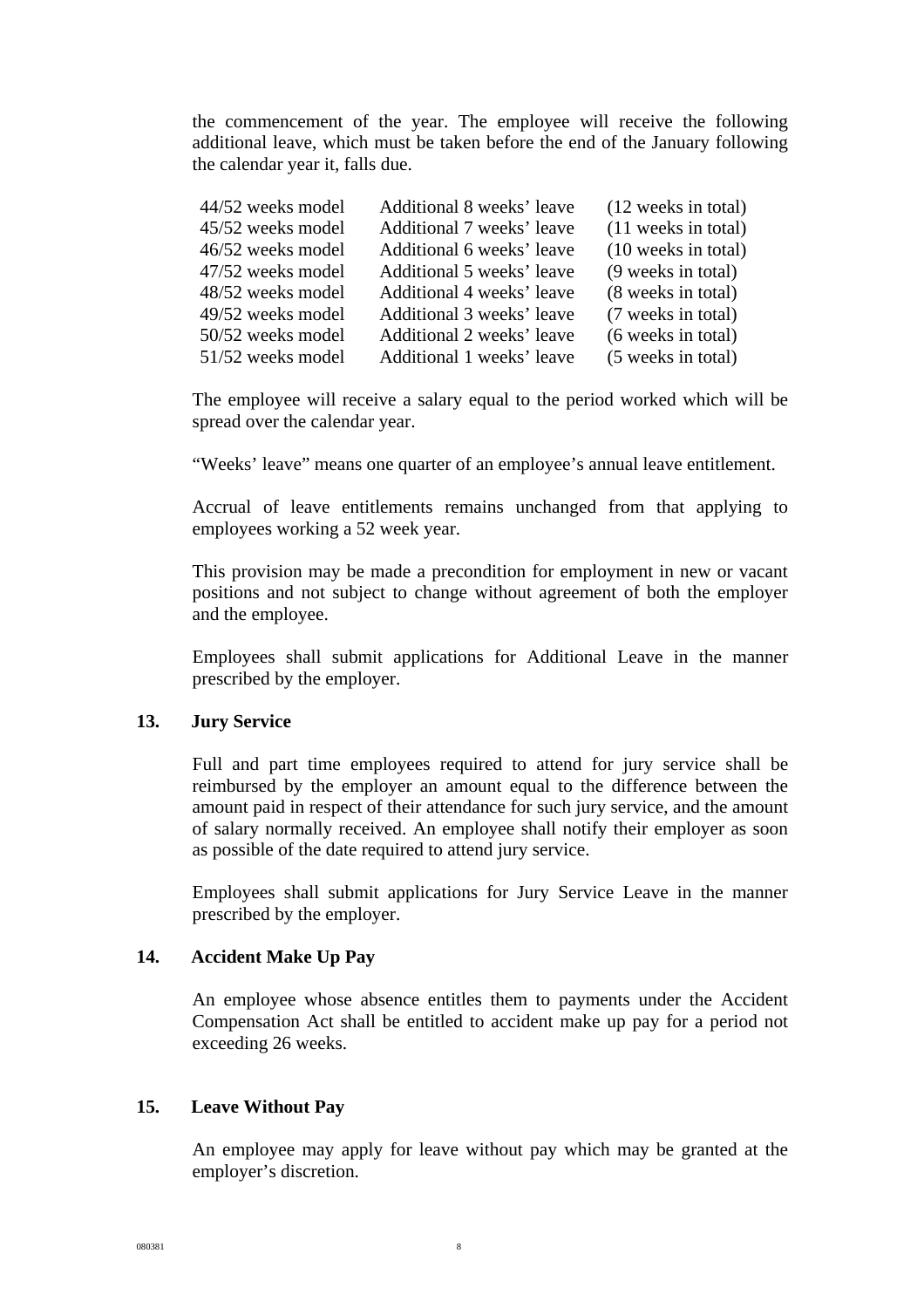the commencement of the year. The employee will receive the following additional leave, which must be taken before the end of the January following the calendar year it, falls due.

| | | |
|---|---|---|
| 44/52 weeks model | Additional 8 weeks' leave | (12 weeks in total) |
| 45/52 weeks model | Additional 7 weeks' leave | (11 weeks in total) |
| 46/52 weeks model | Additional 6 weeks' leave | (10 weeks in total) |
| 47/52 weeks model | Additional 5 weeks' leave | (9 weeks in total) |
| 48/52 weeks model | Additional 4 weeks' leave | (8 weeks in total) |
| 49/52 weeks model | Additional 3 weeks' leave | (7 weeks in total) |
| 50/52 weeks model | Additional 2 weeks' leave | (6 weeks in total) |
| 51/52 weeks model | Additional 1 weeks' leave | (5 weeks in total) |

The employee will receive a salary equal to the period worked which will be spread over the calendar year.

"Weeks' leave" means one quarter of an employee's annual leave entitlement.

Accrual of leave entitlements remains unchanged from that applying to employees working a 52 week year.

This provision may be made a precondition for employment in new or vacant positions and not subject to change without agreement of both the employer and the employee.

Employees shall submit applications for Additional Leave in the manner prescribed by the employer.

## 13. Jury Service

Full and part time employees required to attend for jury service shall be reimbursed by the employer an amount equal to the difference between the amount paid in respect of their attendance for such jury service, and the amount of salary normally received. An employee shall notify their employer as soon as possible of the date required to attend jury service.

Employees shall submit applications for Jury Service Leave in the manner prescribed by the employer.

## 14. Accident Make Up Pay

An employee whose absence entitles them to payments under the Accident Compensation Act shall be entitled to accident make up pay for a period not exceeding 26 weeks.

## 15. Leave Without Pay

An employee may apply for leave without pay which may be granted at the employer's discretion.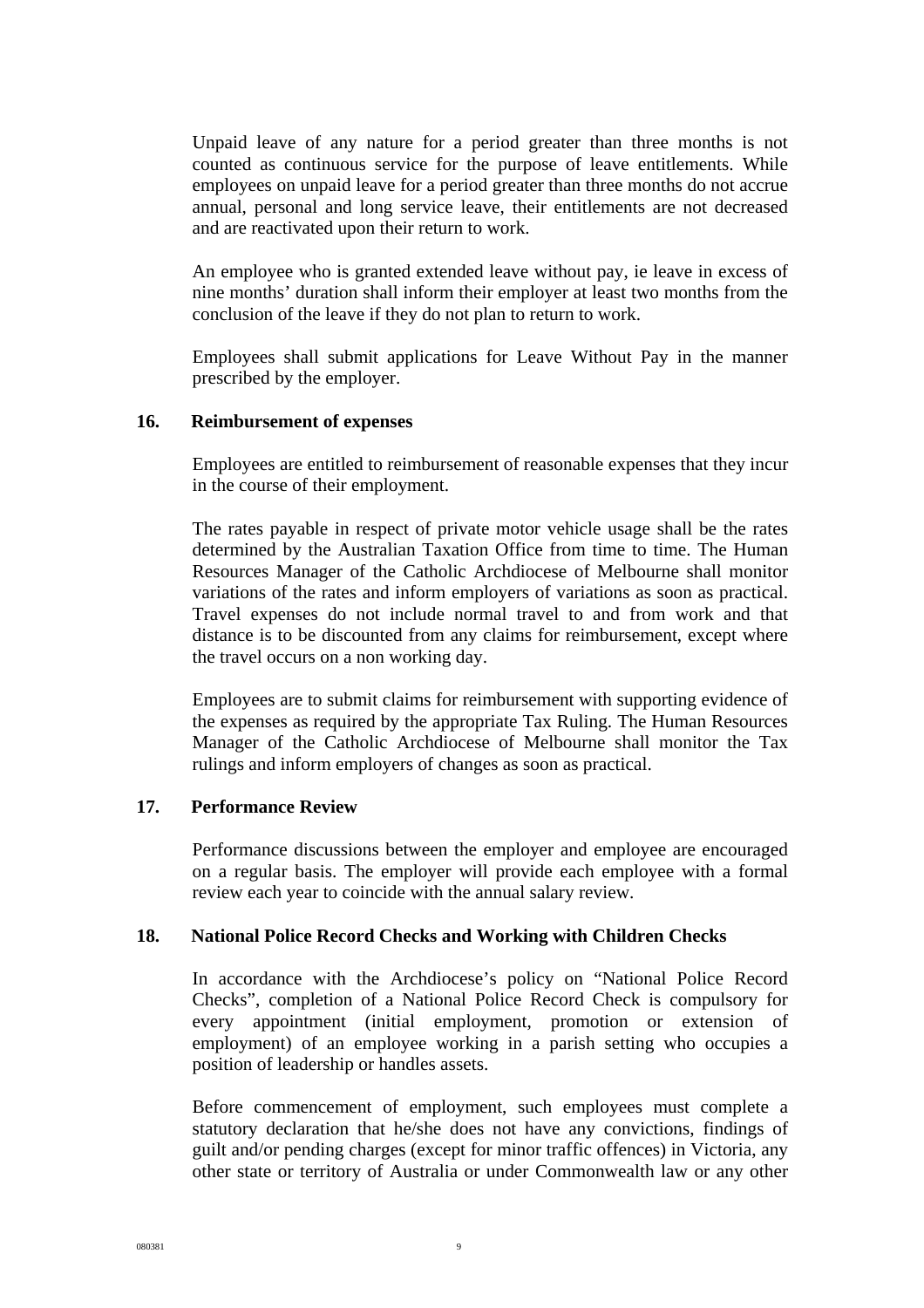Unpaid leave of any nature for a period greater than three months is not counted as continuous service for the purpose of leave entitlements. While employees on unpaid leave for a period greater than three months do not accrue annual, personal and long service leave, their entitlements are not decreased and are reactivated upon their return to work.

An employee who is granted extended leave without pay, ie leave in excess of nine months' duration shall inform their employer at least two months from the conclusion of the leave if they do not plan to return to work.

Employees shall submit applications for Leave Without Pay in the manner prescribed by the employer.

## 16. Reimbursement of expenses

Employees are entitled to reimbursement of reasonable expenses that they incur in the course of their employment.

The rates payable in respect of private motor vehicle usage shall be the rates determined by the Australian Taxation Office from time to time. The Human Resources Manager of the Catholic Archdiocese of Melbourne shall monitor variations of the rates and inform employers of variations as soon as practical. Travel expenses do not include normal travel to and from work and that distance is to be discounted from any claims for reimbursement, except where the travel occurs on a non working day.

Employees are to submit claims for reimbursement with supporting evidence of the expenses as required by the appropriate Tax Ruling. The Human Resources Manager of the Catholic Archdiocese of Melbourne shall monitor the Tax rulings and inform employers of changes as soon as practical.

## 17. Performance Review

Performance discussions between the employer and employee are encouraged on a regular basis. The employer will provide each employee with a formal review each year to coincide with the annual salary review.

## 18. National Police Record Checks and Working with Children Checks

In accordance with the Archdiocese's policy on "National Police Record Checks", completion of a National Police Record Check is compulsory for every appointment (initial employment, promotion or extension of employment) of an employee working in a parish setting who occupies a position of leadership or handles assets.

Before commencement of employment, such employees must complete a statutory declaration that he/she does not have any convictions, findings of guilt and/or pending charges (except for minor traffic offences) in Victoria, any other state or territory of Australia or under Commonwealth law or any other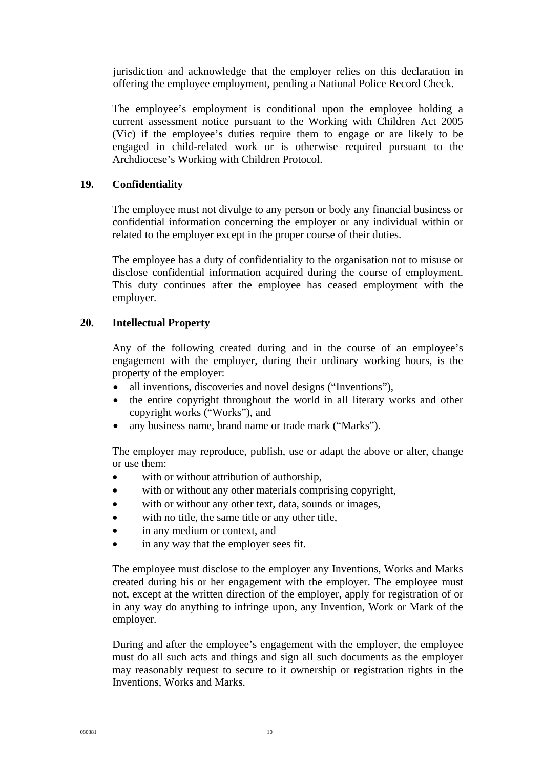jurisdiction and acknowledge that the employer relies on this declaration in offering the employee employment, pending a National Police Record Check.

The employee's employment is conditional upon the employee holding a current assessment notice pursuant to the Working with Children Act 2005 (Vic) if the employee's duties require them to engage or are likely to be engaged in child-related work or is otherwise required pursuant to the Archdiocese's Working with Children Protocol.

## 19. Confidentiality

The employee must not divulge to any person or body any financial business or confidential information concerning the employer or any individual within or related to the employer except in the proper course of their duties.

The employee has a duty of confidentiality to the organisation not to misuse or disclose confidential information acquired during the course of employment. This duty continues after the employee has ceased employment with the employer.

## 20. Intellectual Property

Any of the following created during and in the course of an employee's engagement with the employer, during their ordinary working hours, is the property of the employer:

- all inventions, discoveries and novel designs ("Inventions"),
- the entire copyright throughout the world in all literary works and other copyright works ("Works"), and
- any business name, brand name or trade mark ("Marks").

The employer may reproduce, publish, use or adapt the above or alter, change or use them:

- with or without attribution of authorship,
- with or without any other materials comprising copyright,
- with or without any other text, data, sounds or images,
- with no title, the same title or any other title,
- in any medium or context, and
- in any way that the employer sees fit.

The employee must disclose to the employer any Inventions, Works and Marks created during his or her engagement with the employer. The employee must not, except at the written direction of the employer, apply for registration of or in any way do anything to infringe upon, any Invention, Work or Mark of the employer.

During and after the employee's engagement with the employer, the employee must do all such acts and things and sign all such documents as the employer may reasonably request to secure to it ownership or registration rights in the Inventions, Works and Marks.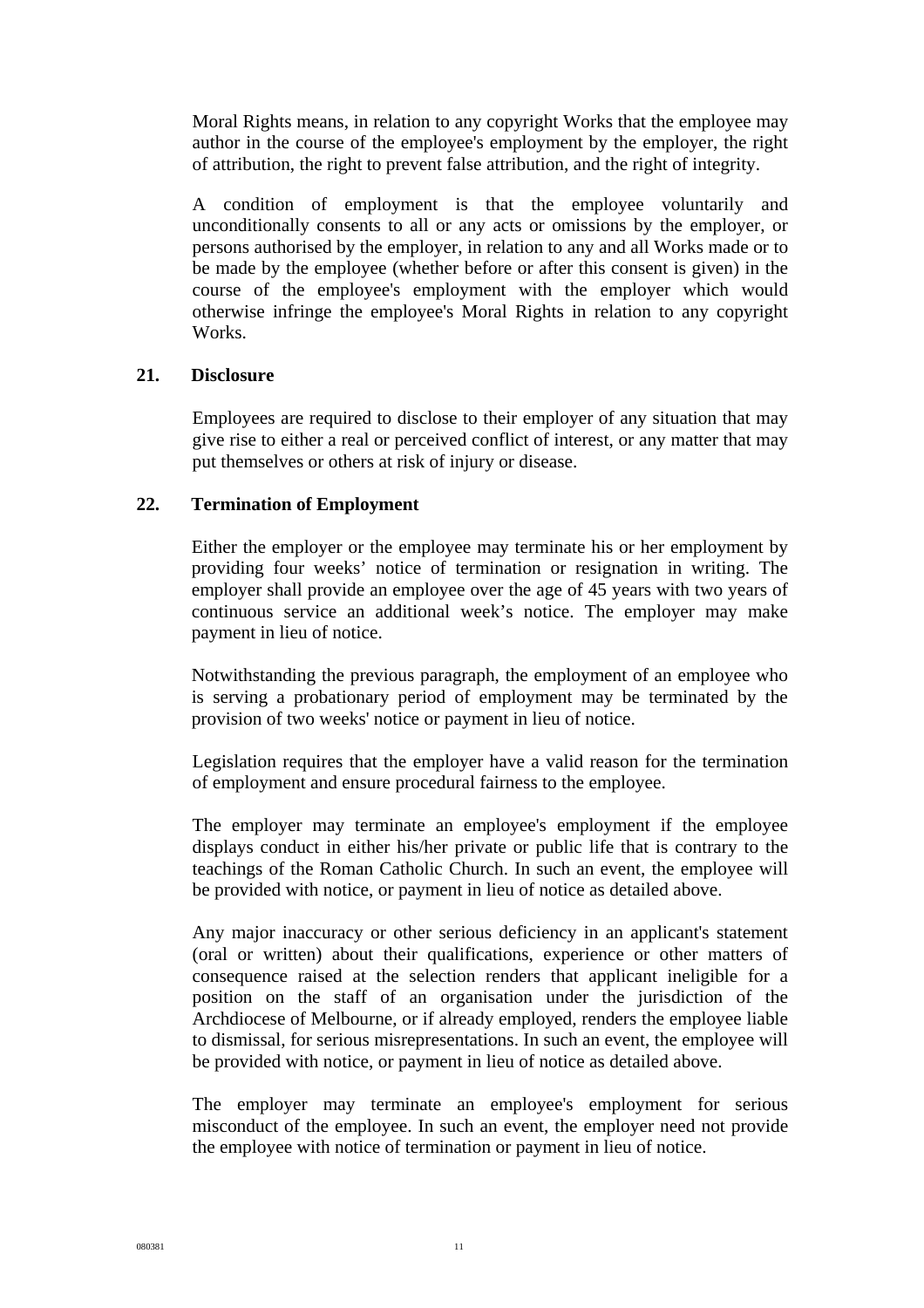Moral Rights means, in relation to any copyright Works that the employee may author in the course of the employee's employment by the employer, the right of attribution, the right to prevent false attribution, and the right of integrity.

A condition of employment is that the employee voluntarily and unconditionally consents to all or any acts or omissions by the employer, or persons authorised by the employer, in relation to any and all Works made or to be made by the employee (whether before or after this consent is given) in the course of the employee's employment with the employer which would otherwise infringe the employee's Moral Rights in relation to any copyright Works.

## 21. Disclosure

Employees are required to disclose to their employer of any situation that may give rise to either a real or perceived conflict of interest, or any matter that may put themselves or others at risk of injury or disease.

## 22. Termination of Employment

Either the employer or the employee may terminate his or her employment by providing four weeks' notice of termination or resignation in writing. The employer shall provide an employee over the age of 45 years with two years of continuous service an additional week's notice. The employer may make payment in lieu of notice.

Notwithstanding the previous paragraph, the employment of an employee who is serving a probationary period of employment may be terminated by the provision of two weeks' notice or payment in lieu of notice.

Legislation requires that the employer have a valid reason for the termination of employment and ensure procedural fairness to the employee.

The employer may terminate an employee's employment if the employee displays conduct in either his/her private or public life that is contrary to the teachings of the Roman Catholic Church. In such an event, the employee will be provided with notice, or payment in lieu of notice as detailed above.

Any major inaccuracy or other serious deficiency in an applicant's statement (oral or written) about their qualifications, experience or other matters of consequence raised at the selection renders that applicant ineligible for a position on the staff of an organisation under the jurisdiction of the Archdiocese of Melbourne, or if already employed, renders the employee liable to dismissal, for serious misrepresentations. In such an event, the employee will be provided with notice, or payment in lieu of notice as detailed above.

The employer may terminate an employee's employment for serious misconduct of the employee. In such an event, the employer need not provide the employee with notice of termination or payment in lieu of notice.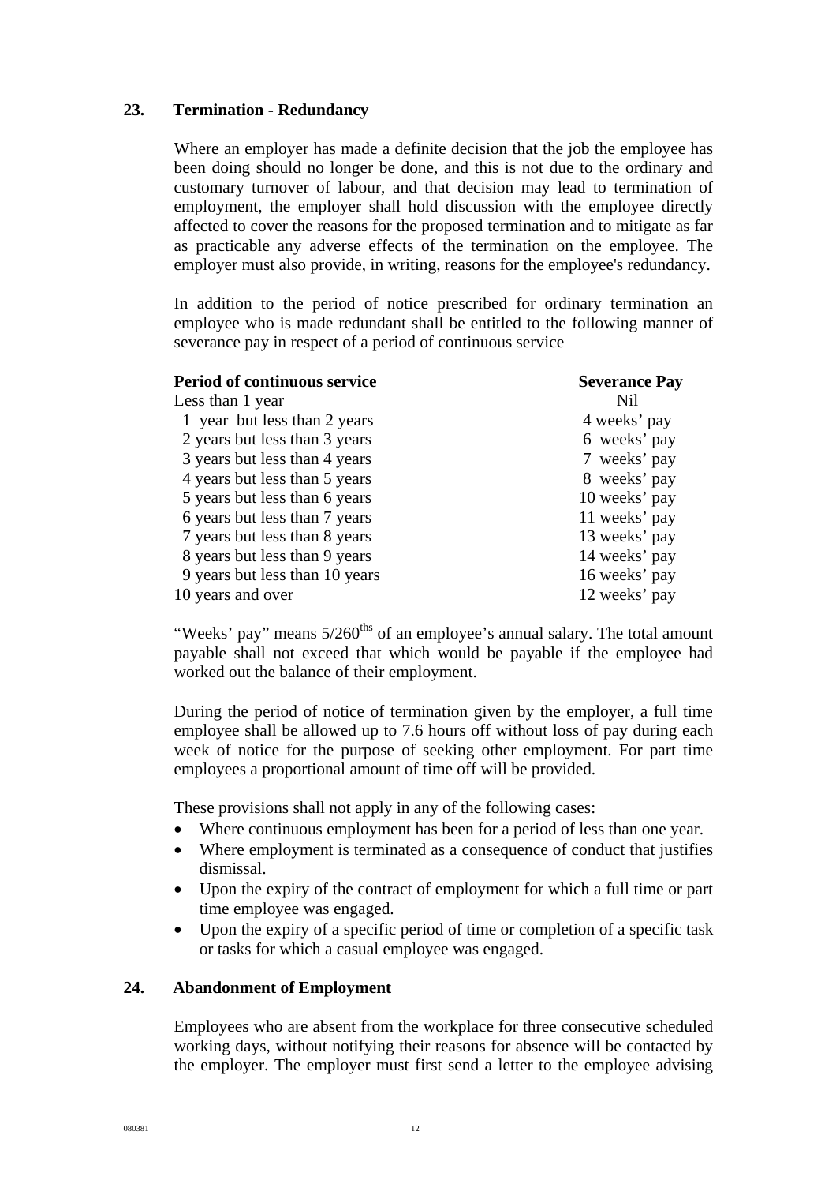## 23. Termination - Redundancy

Where an employer has made a definite decision that the job the employee has been doing should no longer be done, and this is not due to the ordinary and customary turnover of labour, and that decision may lead to termination of employment, the employer shall hold discussion with the employee directly affected to cover the reasons for the proposed termination and to mitigate as far as practicable any adverse effects of the termination on the employee. The employer must also provide, in writing, reasons for the employee's redundancy.

In addition to the period of notice prescribed for ordinary termination an employee who is made redundant shall be entitled to the following manner of severance pay in respect of a period of continuous service

| Period of continuous service | Severance Pay |
|---|---|
| Less than 1 year | Nil |
| 1 year but less than 2 years | 4 weeks' pay |
| 2 years but less than 3 years | 6 weeks' pay |
| 3 years but less than 4 years | 7 weeks' pay |
| 4 years but less than 5 years | 8 weeks' pay |
| 5 years but less than 6 years | 10 weeks' pay |
| 6 years but less than 7 years | 11 weeks' pay |
| 7 years but less than 8 years | 13 weeks' pay |
| 8 years but less than 9 years | 14 weeks' pay |
| 9 years but less than 10 years | 16 weeks' pay |
| 10 years and over | 12 weeks' pay |

"Weeks' pay" means 5/260^ths^ of an employee's annual salary. The total amount payable shall not exceed that which would be payable if the employee had worked out the balance of their employment.

During the period of notice of termination given by the employer, a full time employee shall be allowed up to 7.6 hours off without loss of pay during each week of notice for the purpose of seeking other employment. For part time employees a proportional amount of time off will be provided.

These provisions shall not apply in any of the following cases:

- Where continuous employment has been for a period of less than one year.
- Where employment is terminated as a consequence of conduct that justifies dismissal.
- Upon the expiry of the contract of employment for which a full time or part time employee was engaged.
- Upon the expiry of a specific period of time or completion of a specific task or tasks for which a casual employee was engaged.

## 24. Abandonment of Employment

Employees who are absent from the workplace for three consecutive scheduled working days, without notifying their reasons for absence will be contacted by the employer. The employer must first send a letter to the employee advising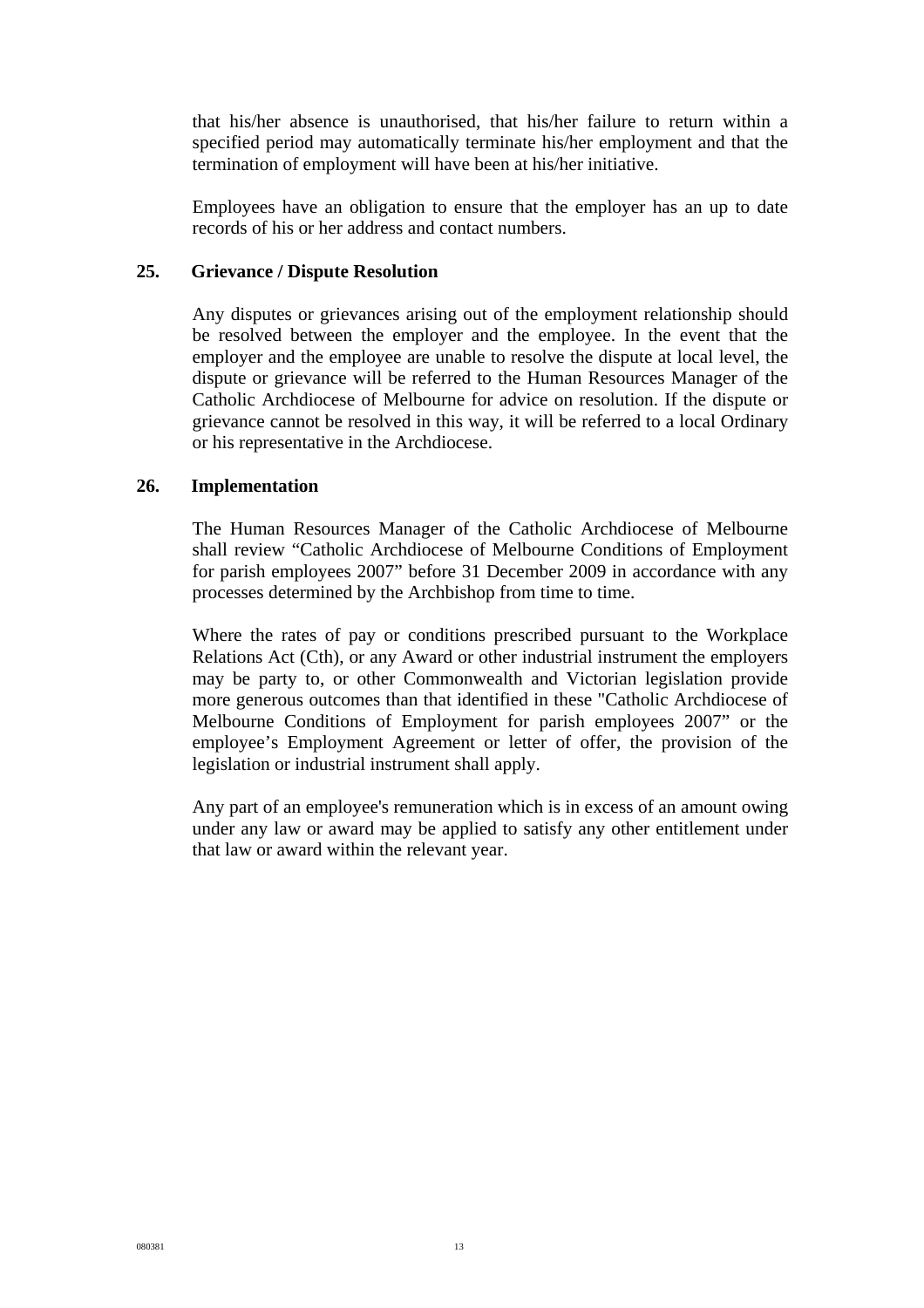that his/her absence is unauthorised, that his/her failure to return within a specified period may automatically terminate his/her employment and that the termination of employment will have been at his/her initiative.

Employees have an obligation to ensure that the employer has an up to date records of his or her address and contact numbers.

## 25. Grievance / Dispute Resolution

Any disputes or grievances arising out of the employment relationship should be resolved between the employer and the employee. In the event that the employer and the employee are unable to resolve the dispute at local level, the dispute or grievance will be referred to the Human Resources Manager of the Catholic Archdiocese of Melbourne for advice on resolution. If the dispute or grievance cannot be resolved in this way, it will be referred to a local Ordinary or his representative in the Archdiocese.

## 26. Implementation

The Human Resources Manager of the Catholic Archdiocese of Melbourne shall review "Catholic Archdiocese of Melbourne Conditions of Employment for parish employees 2007" before 31 December 2009 in accordance with any processes determined by the Archbishop from time to time.

Where the rates of pay or conditions prescribed pursuant to the Workplace Relations Act (Cth), or any Award or other industrial instrument the employers may be party to, or other Commonwealth and Victorian legislation provide more generous outcomes than that identified in these "Catholic Archdiocese of Melbourne Conditions of Employment for parish employees 2007" or the employee's Employment Agreement or letter of offer, the provision of the legislation or industrial instrument shall apply.

Any part of an employee's remuneration which is in excess of an amount owing under any law or award may be applied to satisfy any other entitlement under that law or award within the relevant year.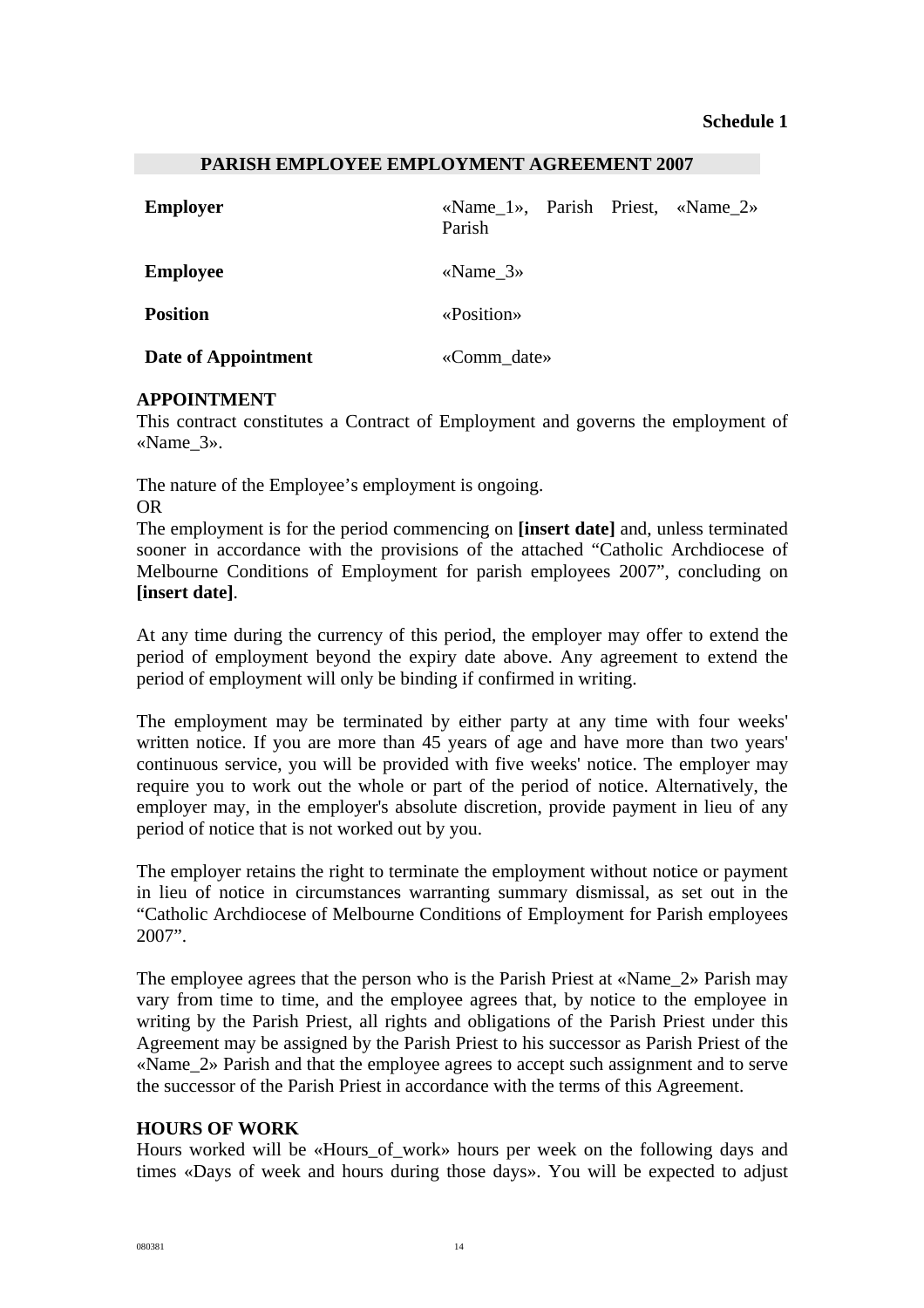**Schedule 1**

## PARISH EMPLOYEE EMPLOYMENT AGREEMENT 2007

| | |
|---|---|
| **Employer** | «Name_1», Parish Priest, «Name_2» Parish |
| **Employee** | «Name_3» |
| **Position** | «Position» |
| **Date of Appointment** | «Comm_date» |

**APPOINTMENT**

This contract constitutes a Contract of Employment and governs the employment of «Name_3».

The nature of the Employee's employment is ongoing.

OR

The employment is for the period commencing on **[insert date]** and, unless terminated sooner in accordance with the provisions of the attached "Catholic Archdiocese of Melbourne Conditions of Employment for parish employees 2007", concluding on **[insert date]**.

At any time during the currency of this period, the employer may offer to extend the period of employment beyond the expiry date above. Any agreement to extend the period of employment will only be binding if confirmed in writing.

The employment may be terminated by either party at any time with four weeks' written notice. If you are more than 45 years of age and have more than two years' continuous service, you will be provided with five weeks' notice. The employer may require you to work out the whole or part of the period of notice. Alternatively, the employer may, in the employer's absolute discretion, provide payment in lieu of any period of notice that is not worked out by you.

The employer retains the right to terminate the employment without notice or payment in lieu of notice in circumstances warranting summary dismissal, as set out in the "Catholic Archdiocese of Melbourne Conditions of Employment for Parish employees 2007".

The employee agrees that the person who is the Parish Priest at «Name_2» Parish may vary from time to time, and the employee agrees that, by notice to the employee in writing by the Parish Priest, all rights and obligations of the Parish Priest under this Agreement may be assigned by the Parish Priest to his successor as Parish Priest of the «Name_2» Parish and that the employee agrees to accept such assignment and to serve the successor of the Parish Priest in accordance with the terms of this Agreement.

**HOURS OF WORK**

Hours worked will be «Hours_of_work» hours per week on the following days and times «Days of week and hours during those days». You will be expected to adjust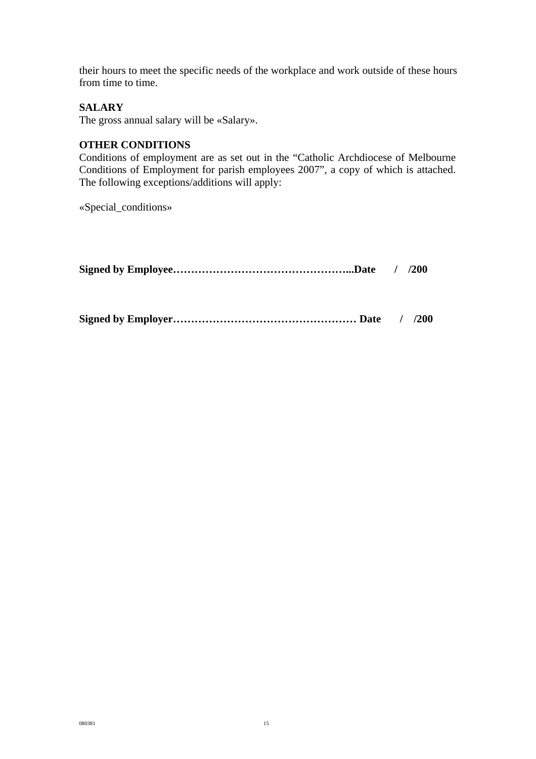their hours to meet the specific needs of the workplace and work outside of these hours from time to time.

**SALARY**
The gross annual salary will be «Salary».

**OTHER CONDITIONS**
Conditions of employment are as set out in the "Catholic Archdiocese of Melbourne Conditions of Employment for parish employees 2007", a copy of which is attached. The following exceptions/additions will apply:

«Special_conditions»

**Signed by Employee…………………………………………...Date / /200**

**Signed by Employer…………………………………………… Date / /200**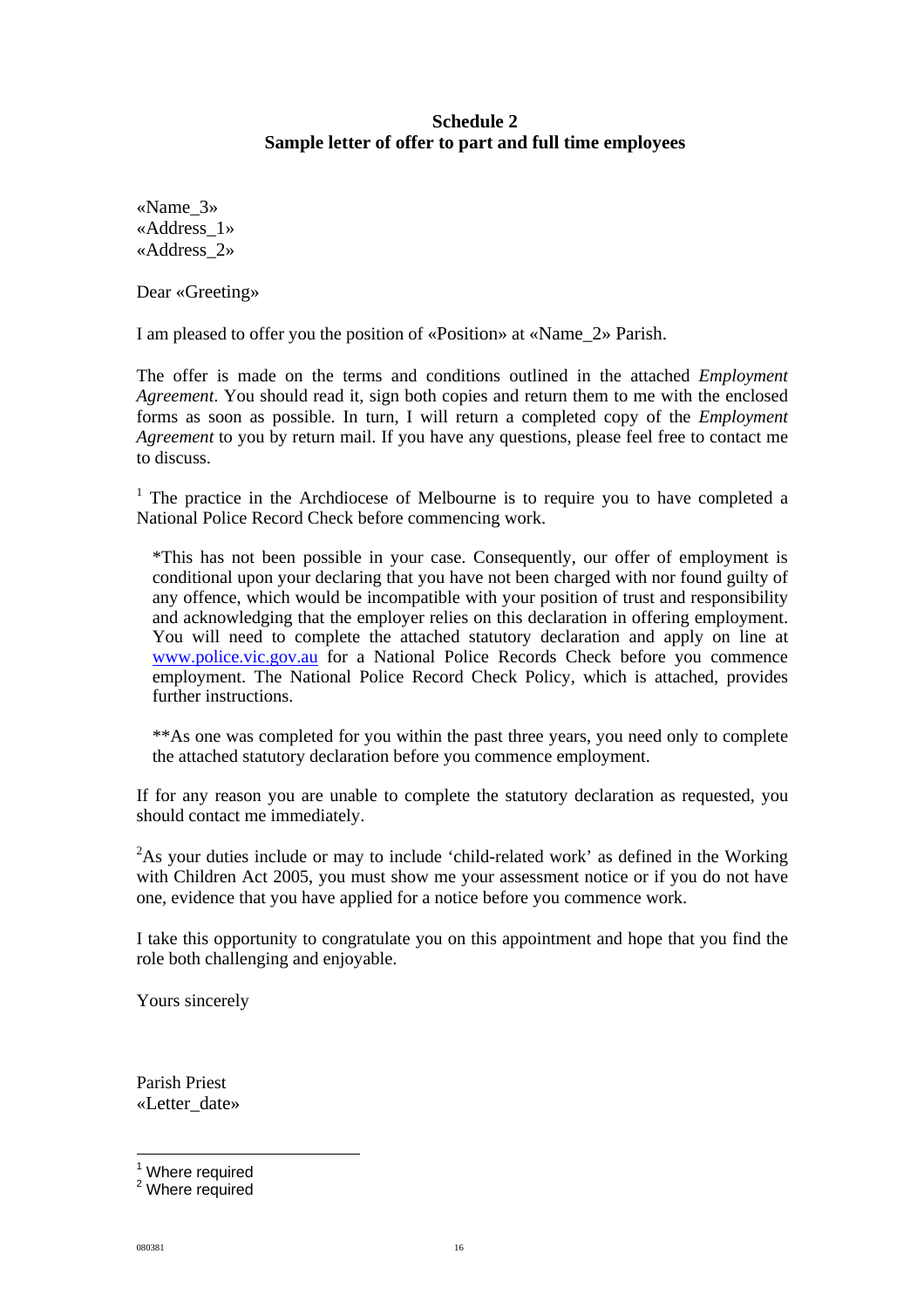**Schedule 2**
**Sample letter of offer to part and full time employees**

«Name_3»
«Address_1»
«Address_2»

Dear «Greeting»

I am pleased to offer you the position of «Position» at «Name_2» Parish.

The offer is made on the terms and conditions outlined in the attached *Employment Agreement*. You should read it, sign both copies and return them to me with the enclosed forms as soon as possible. In turn, I will return a completed copy of the *Employment Agreement* to you by return mail. If you have any questions, please feel free to contact me to discuss.

[1] The practice in the Archdiocese of Melbourne is to require you to have completed a National Police Record Check before commencing work.

> *This has not been possible in your case. Consequently, our offer of employment is conditional upon your declaring that you have not been charged with nor found guilty of any offence, which would be incompatible with your position of trust and responsibility and acknowledging that the employer relies on this declaration in offering employment. You will need to complete the attached statutory declaration and apply on line at [www.police.vic.gov.au](http://www.police.vic.gov.au) for a National Police Records Check before you commence employment. The National Police Record Check Policy, which is attached, provides further instructions.
>
> **As one was completed for you within the past three years, you need only to complete the attached statutory declaration before you commence employment.

If for any reason you are unable to complete the statutory declaration as requested, you should contact me immediately.

[2]As your duties include or may to include 'child-related work' as defined in the Working with Children Act 2005, you must show me your assessment notice or if you do not have one, evidence that you have applied for a notice before you commence work.

I take this opportunity to congratulate you on this appointment and hope that you find the role both challenging and enjoyable.

Yours sincerely

Parish Priest
«Letter_date»

---

[1] Where required
[2] Where required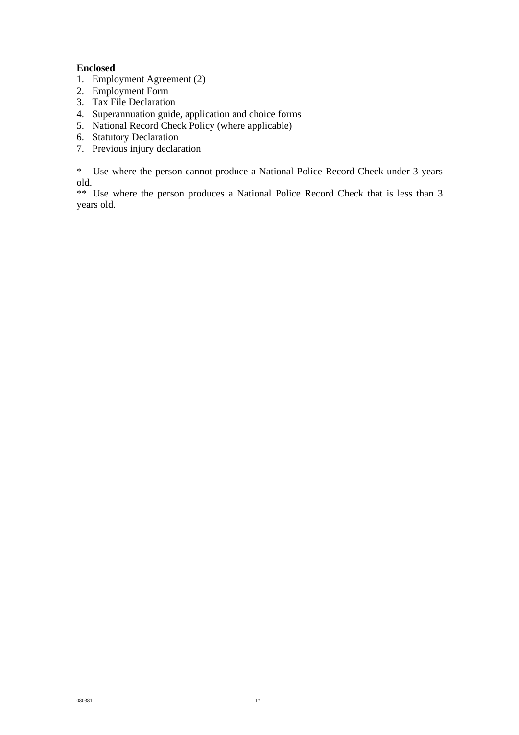**Enclosed**

1. Employment Agreement (2)
2. Employment Form
3. Tax File Declaration
4. Superannuation guide, application and choice forms
5. National Record Check Policy (where applicable)
6. Statutory Declaration
7. Previous injury declaration

* Use where the person cannot produce a National Police Record Check under 3 years old.

** Use where the person produces a National Police Record Check that is less than 3 years old.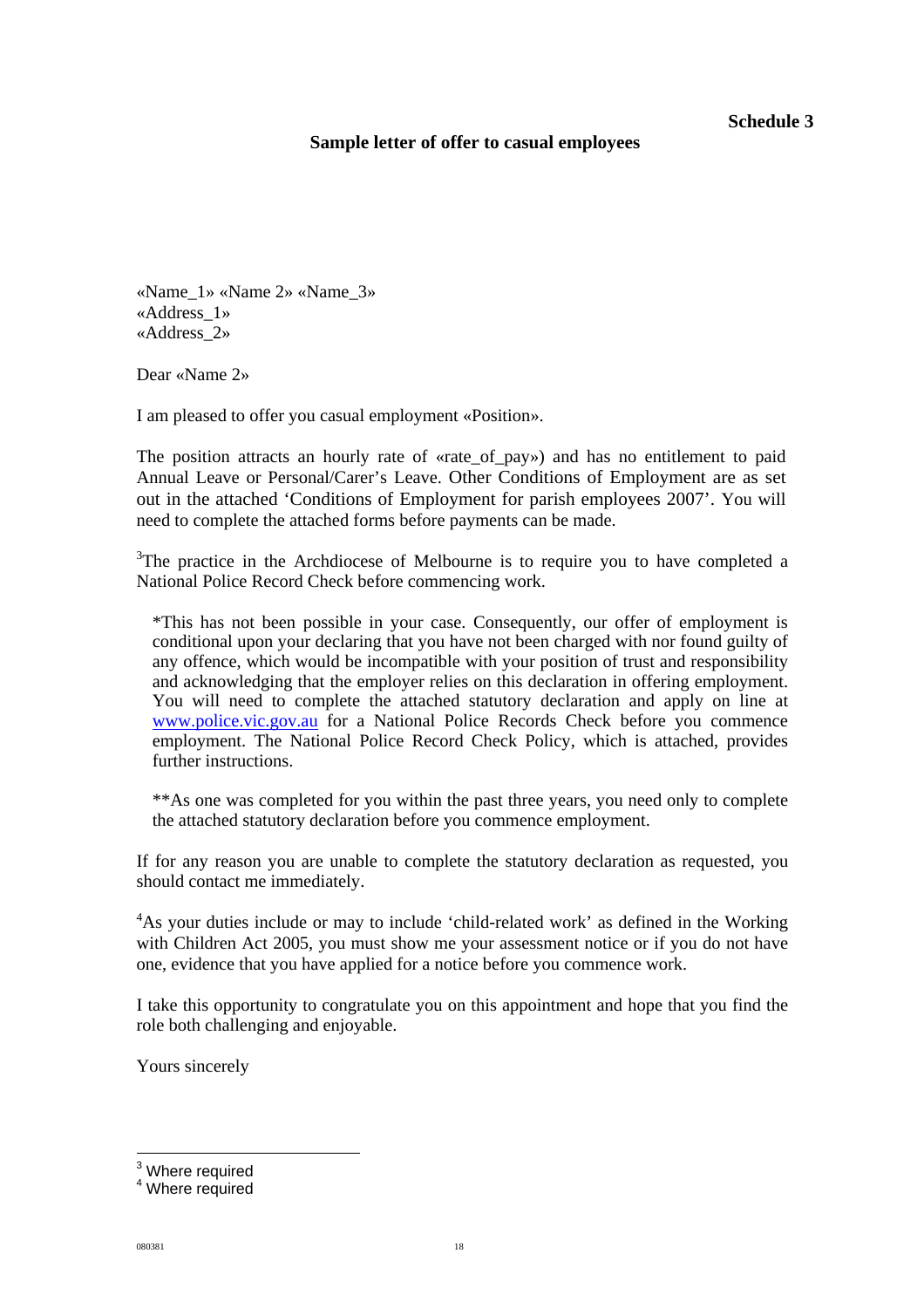**Schedule 3**

**Sample letter of offer to casual employees**

«Name_1» «Name 2» «Name_3»
«Address_1»
«Address_2»

Dear «Name 2»

I am pleased to offer you casual employment «Position».

The position attracts an hourly rate of «rate_of_pay») and has no entitlement to paid Annual Leave or Personal/Carer's Leave. Other Conditions of Employment are as set out in the attached 'Conditions of Employment for parish employees 2007'. You will need to complete the attached forms before payments can be made.

[3]The practice in the Archdiocese of Melbourne is to require you to have completed a National Police Record Check before commencing work.

> *This has not been possible in your case. Consequently, our offer of employment is conditional upon your declaring that you have not been charged with nor found guilty of any offence, which would be incompatible with your position of trust and responsibility and acknowledging that the employer relies on this declaration in offering employment. You will need to complete the attached statutory declaration and apply on line at www.police.vic.gov.au for a National Police Records Check before you commence employment. The National Police Record Check Policy, which is attached, provides further instructions.
>
> **As one was completed for you within the past three years, you need only to complete the attached statutory declaration before you commence employment.

If for any reason you are unable to complete the statutory declaration as requested, you should contact me immediately.

[4]As your duties include or may to include 'child-related work' as defined in the Working with Children Act 2005, you must show me your assessment notice or if you do not have one, evidence that you have applied for a notice before you commence work.

I take this opportunity to congratulate you on this appointment and hope that you find the role both challenging and enjoyable.

Yours sincerely

---

[3] Where required
[4] Where required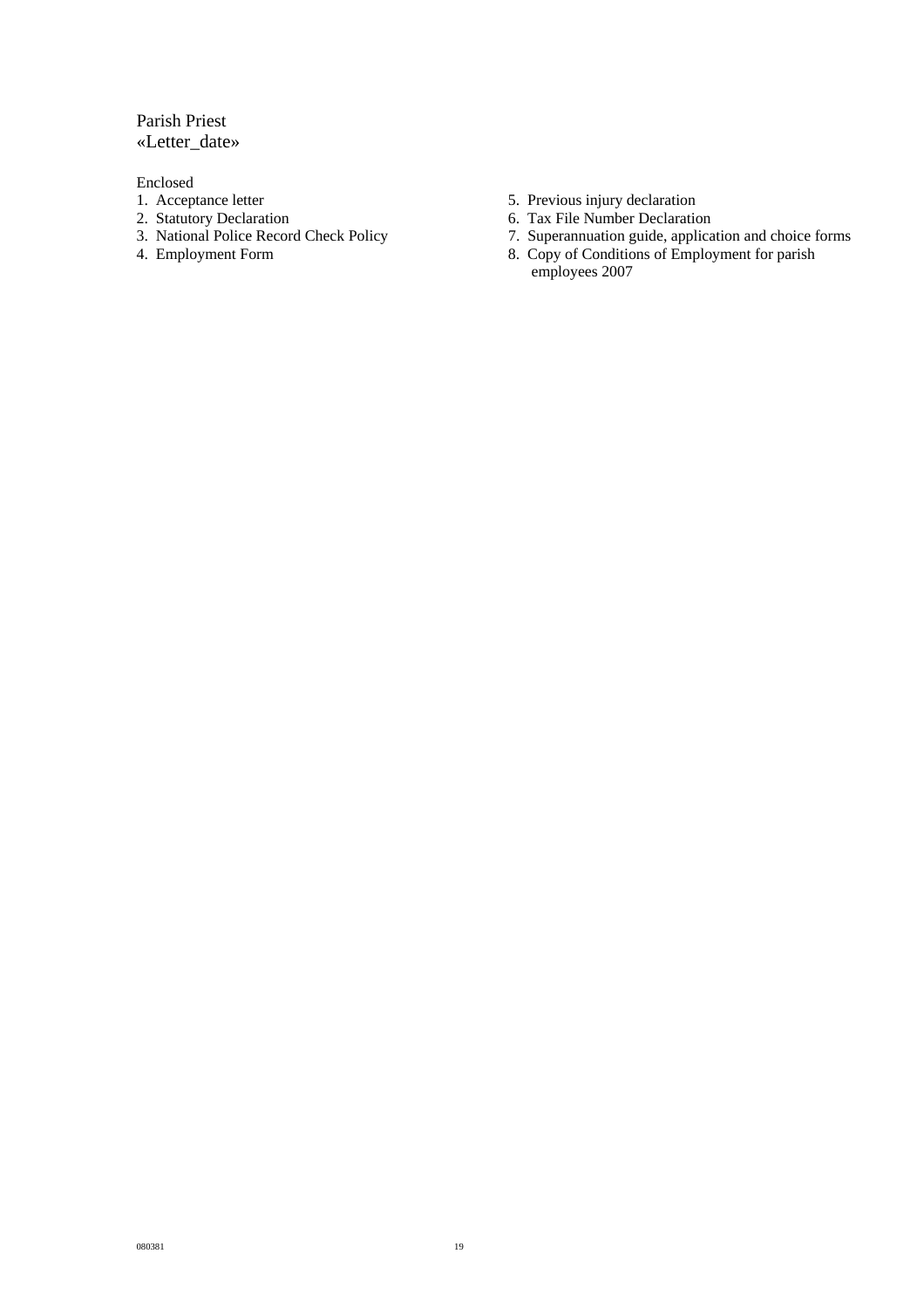Parish Priest
«Letter_date»

Enclosed

1. Acceptance letter
2. Statutory Declaration
3. National Police Record Check Policy
4. Employment Form
5. Previous injury declaration
6. Tax File Number Declaration
7. Superannuation guide, application and choice forms
8. Copy of Conditions of Employment for parish employees 2007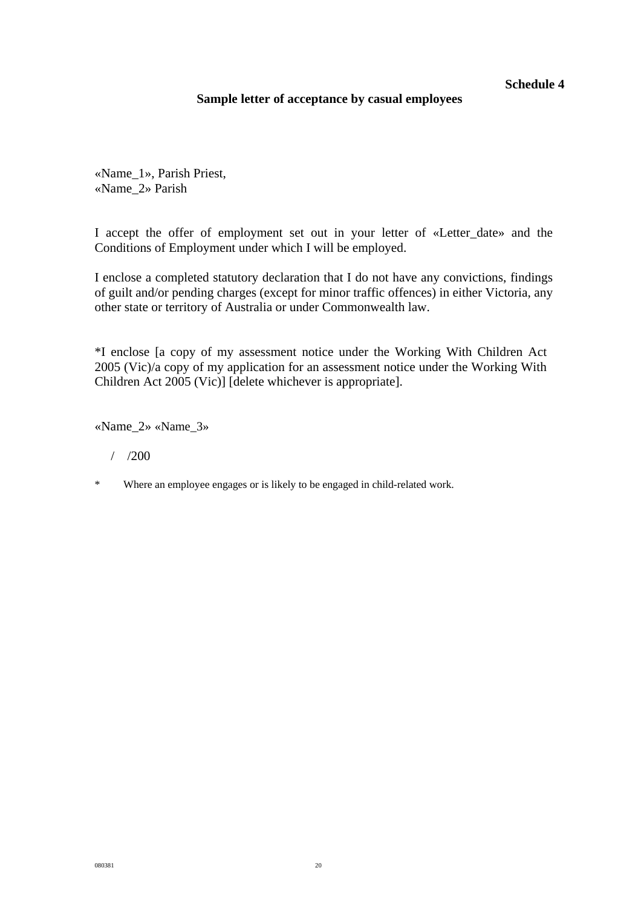**Schedule 4**

**Sample letter of acceptance by casual employees**

«Name_1», Parish Priest,
«Name_2» Parish

I accept the offer of employment set out in your letter of «Letter_date» and the Conditions of Employment under which I will be employed.

I enclose a completed statutory declaration that I do not have any convictions, findings of guilt and/or pending charges (except for minor traffic offences) in either Victoria, any other state or territory of Australia or under Commonwealth law.

*I enclose [a copy of my assessment notice under the Working With Children Act 2005 (Vic)/a copy of my application for an assessment notice under the Working With Children Act 2005 (Vic)] [delete whichever is appropriate].

«Name_2» «Name_3»

/ /200

\* Where an employee engages or is likely to be engaged in child-related work.